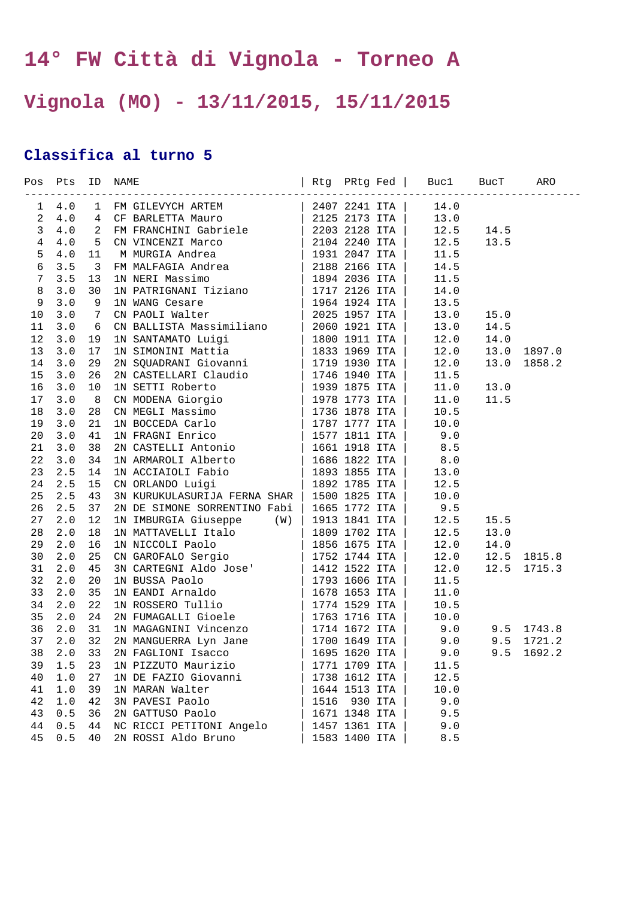# 14° FW Città di Vignola - Torneo A

# Vignola (MO) - 13/11/2015, 15/11/2015

## Classifica al turno 5

| Pos | Pts | ID | NAME | Rtg | PRtg | Fed | Buc1 | BucT | ARO |
|---|---|---|---|---|---|---|---|---|---|
| 1 | 4.0 | 1 | FM GILEVYCH ARTEM | 2407 | 2241 | ITA | 14.0 | | |
| 2 | 4.0 | 4 | CF BARLETTA Mauro | 2125 | 2173 | ITA | 13.0 | | |
| 3 | 4.0 | 2 | FM FRANCHINI Gabriele | 2203 | 2128 | ITA | 12.5 | 14.5 | |
| 4 | 4.0 | 5 | CN VINCENZI Marco | 2104 | 2240 | ITA | 12.5 | 13.5 | |
| 5 | 4.0 | 11 | M MURGIA Andrea | 1931 | 2047 | ITA | 11.5 | | |
| 6 | 3.5 | 3 | FM MALFAGIA Andrea | 2188 | 2166 | ITA | 14.5 | | |
| 7 | 3.5 | 13 | 1N NERI Massimo | 1894 | 2036 | ITA | 11.5 | | |
| 8 | 3.0 | 30 | 1N PATRIGNANI Tiziano | 1717 | 2126 | ITA | 14.0 | | |
| 9 | 3.0 | 9 | 1N WANG Cesare | 1964 | 1924 | ITA | 13.5 | | |
| 10 | 3.0 | 7 | CN PAOLI Walter | 2025 | 1957 | ITA | 13.0 | 15.0 | |
| 11 | 3.0 | 6 | CN BALLISTA Massimiliano | 2060 | 1921 | ITA | 13.0 | 14.5 | |
| 12 | 3.0 | 19 | 1N SANTAMATO Luigi | 1800 | 1911 | ITA | 12.0 | 14.0 | |
| 13 | 3.0 | 17 | 1N SIMONINI Mattia | 1833 | 1969 | ITA | 12.0 | 13.0 | 1897.0 |
| 14 | 3.0 | 29 | 2N SQUADRANI Giovanni | 1719 | 1930 | ITA | 12.0 | 13.0 | 1858.2 |
| 15 | 3.0 | 26 | 2N CASTELLARI Claudio | 1746 | 1940 | ITA | 11.5 | | |
| 16 | 3.0 | 10 | 1N SETTI Roberto | 1939 | 1875 | ITA | 11.0 | 13.0 | |
| 17 | 3.0 | 8 | CN MODENA Giorgio | 1978 | 1773 | ITA | 11.0 | 11.5 | |
| 18 | 3.0 | 28 | CN MEGLI Massimo | 1736 | 1878 | ITA | 10.5 | | |
| 19 | 3.0 | 21 | 1N BOCCEDA Carlo | 1787 | 1777 | ITA | 10.0 | | |
| 20 | 3.0 | 41 | 1N FRAGNI Enrico | 1577 | 1811 | ITA | 9.0 | | |
| 21 | 3.0 | 38 | 2N CASTELLI Antonio | 1661 | 1918 | ITA | 8.5 | | |
| 22 | 3.0 | 34 | 1N ARMAROLI Alberto | 1686 | 1822 | ITA | 8.0 | | |
| 23 | 2.5 | 14 | 1N ACCIAIOLI Fabio | 1893 | 1855 | ITA | 13.0 | | |
| 24 | 2.5 | 15 | CN ORLANDO Luigi | 1892 | 1785 | ITA | 12.5 | | |
| 25 | 2.5 | 43 | 3N KURUKULASURIJA FERNA SHAR | 1500 | 1825 | ITA | 10.0 | | |
| 26 | 2.5 | 37 | 2N DE SIMONE SORRENTINO Fabi | 1665 | 1772 | ITA | 9.5 | | |
| 27 | 2.0 | 12 | 1N IMBURGIA Giuseppe (W) | 1913 | 1841 | ITA | 12.5 | 15.5 | |
| 28 | 2.0 | 18 | 1N MATTAVELLI Italo | 1809 | 1702 | ITA | 12.5 | 13.0 | |
| 29 | 2.0 | 16 | 1N NICCOLI Paolo | 1856 | 1675 | ITA | 12.0 | 14.0 | |
| 30 | 2.0 | 25 | CN GAROFALO Sergio | 1752 | 1744 | ITA | 12.0 | 12.5 | 1815.8 |
| 31 | 2.0 | 45 | 3N CARTEGNI Aldo Jose' | 1412 | 1522 | ITA | 12.0 | 12.5 | 1715.3 |
| 32 | 2.0 | 20 | 1N BUSSA Paolo | 1793 | 1606 | ITA | 11.5 | | |
| 33 | 2.0 | 35 | 1N EANDI Arnaldo | 1678 | 1653 | ITA | 11.0 | | |
| 34 | 2.0 | 22 | 1N ROSSERO Tullio | 1774 | 1529 | ITA | 10.5 | | |
| 35 | 2.0 | 24 | 2N FUMAGALLI Gioele | 1763 | 1716 | ITA | 10.0 | | |
| 36 | 2.0 | 31 | 1N MAGAGNINI Vincenzo | 1714 | 1672 | ITA | 9.0 | 9.5 | 1743.8 |
| 37 | 2.0 | 32 | 2N MANGUERRA Lyn Jane | 1700 | 1649 | ITA | 9.0 | 9.5 | 1721.2 |
| 38 | 2.0 | 33 | 2N FAGLIONI Isacco | 1695 | 1620 | ITA | 9.0 | 9.5 | 1692.2 |
| 39 | 1.5 | 23 | 1N PIZZUTO Maurizio | 1771 | 1709 | ITA | 11.5 | | |
| 40 | 1.0 | 27 | 1N DE FAZIO Giovanni | 1738 | 1612 | ITA | 12.5 | | |
| 41 | 1.0 | 39 | 1N MARAN Walter | 1644 | 1513 | ITA | 10.0 | | |
| 42 | 1.0 | 42 | 3N PAVESI Paolo | 1516 | 930 | ITA | 9.0 | | |
| 43 | 0.5 | 36 | 2N GATTUSO Paolo | 1671 | 1348 | ITA | 9.5 | | |
| 44 | 0.5 | 44 | NC RICCI PETITONI Angelo | 1457 | 1361 | ITA | 9.0 | | |
| 45 | 0.5 | 40 | 2N ROSSI Aldo Bruno | 1583 | 1400 | ITA | 8.5 | | |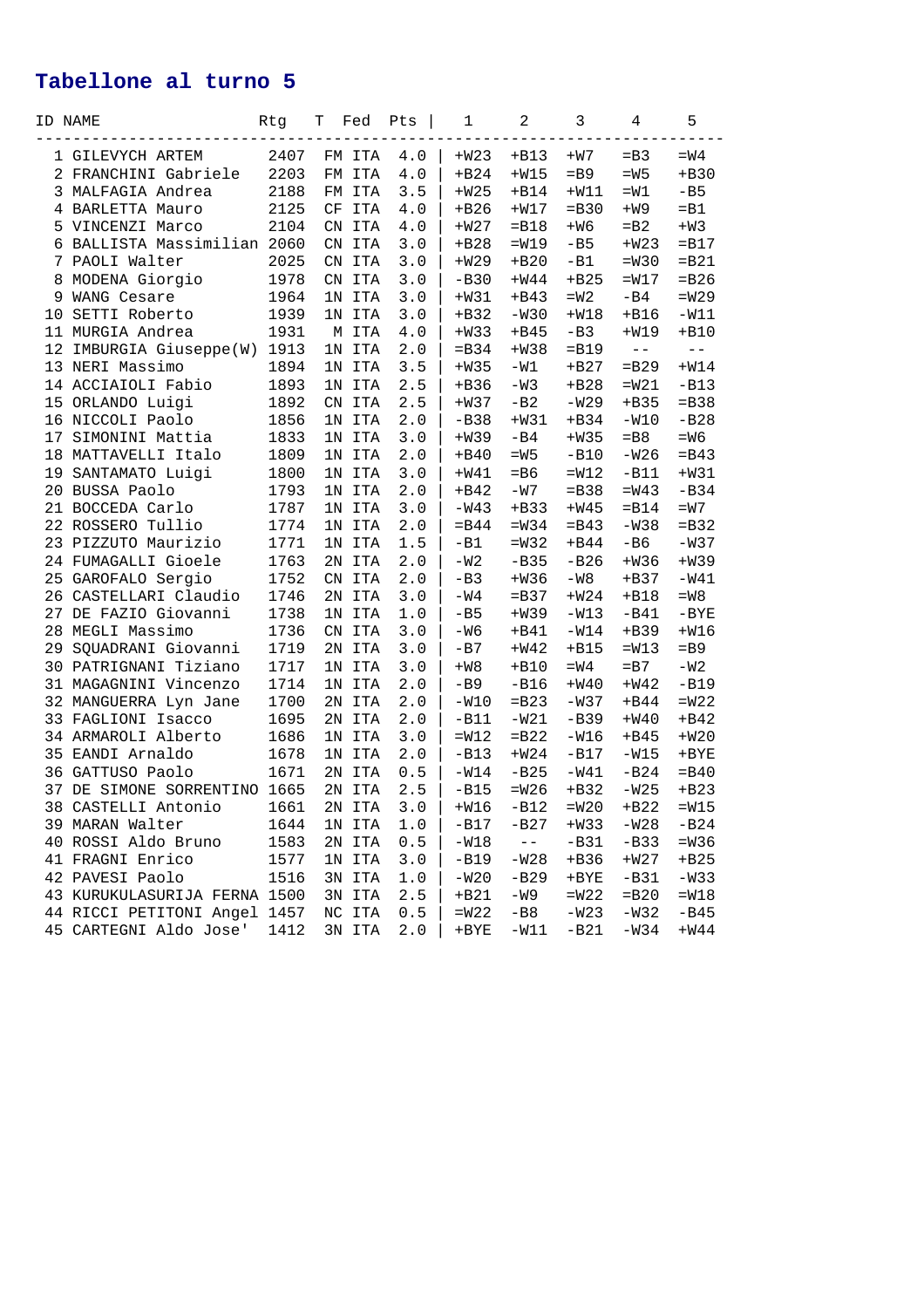## Tabellone al turno 5

| ID | NAME | Rtg | T | Fed | Pts | 1 | 2 | 3 | 4 | 5 |
|---|---|---|---|---|---|---|---|---|---|---|
| 1 | GILEVYCH ARTEM | 2407 | FM | ITA | 4.0 | +W23 | +B13 | +W7 | =B3 | =W4 |
| 2 | FRANCHINI Gabriele | 2203 | FM | ITA | 4.0 | +B24 | +W15 | =B9 | =W5 | +B30 |
| 3 | MALFAGIA Andrea | 2188 | FM | ITA | 3.5 | +W25 | +B14 | +W11 | =W1 | -B5 |
| 4 | BARLETTA Mauro | 2125 | CF | ITA | 4.0 | +B26 | +W17 | =B30 | +W9 | =B1 |
| 5 | VINCENZI Marco | 2104 | CN | ITA | 4.0 | +W27 | =B18 | +W6 | =B2 | +W3 |
| 6 | BALLISTA Massimilian | 2060 | CN | ITA | 3.0 | +B28 | =W19 | -B5 | +W23 | =B17 |
| 7 | PAOLI Walter | 2025 | CN | ITA | 3.0 | +W29 | +B20 | -B1 | =W30 | =B21 |
| 8 | MODENA Giorgio | 1978 | CN | ITA | 3.0 | -B30 | +W44 | +B25 | =W17 | =B26 |
| 9 | WANG Cesare | 1964 | 1N | ITA | 3.0 | +W31 | +B43 | =W2 | -B4 | =W29 |
| 10 | SETTI Roberto | 1939 | 1N | ITA | 3.0 | +B32 | -W30 | +W18 | +B16 | -W11 |
| 11 | MURGIA Andrea | 1931 | M | ITA | 4.0 | +W33 | +B45 | -B3 | +W19 | +B10 |
| 12 | IMBURGIA Giuseppe(W) | 1913 | 1N | ITA | 2.0 | =B34 | +W38 | =B19 | -- | -- |
| 13 | NERI Massimo | 1894 | 1N | ITA | 3.5 | +W35 | -W1 | +B27 | =B29 | +W14 |
| 14 | ACCIAIOLI Fabio | 1893 | 1N | ITA | 2.5 | +B36 | -W3 | +B28 | =W21 | -B13 |
| 15 | ORLANDO Luigi | 1892 | CN | ITA | 2.5 | +W37 | -B2 | -W29 | +B35 | =B38 |
| 16 | NICCOLI Paolo | 1856 | 1N | ITA | 2.0 | -B38 | +W31 | +B34 | -W10 | -B28 |
| 17 | SIMONINI Mattia | 1833 | 1N | ITA | 3.0 | +W39 | -B4 | +W35 | =B8 | =W6 |
| 18 | MATTAVELLI Italo | 1809 | 1N | ITA | 2.0 | +B40 | =W5 | -B10 | -W26 | =B43 |
| 19 | SANTAMATO Luigi | 1800 | 1N | ITA | 3.0 | +W41 | =B6 | =W12 | -B11 | +W31 |
| 20 | BUSSA Paolo | 1793 | 1N | ITA | 2.0 | +B42 | -W7 | =B38 | =W43 | -B34 |
| 21 | BOCCEDA Carlo | 1787 | 1N | ITA | 3.0 | -W43 | +B33 | +W45 | =B14 | =W7 |
| 22 | ROSSERO Tullio | 1774 | 1N | ITA | 2.0 | =B44 | =W34 | =B43 | -W38 | =B32 |
| 23 | PIZZUTO Maurizio | 1771 | 1N | ITA | 1.5 | -B1 | =W32 | +B44 | -B6 | -W37 |
| 24 | FUMAGALLI Gioele | 1763 | 2N | ITA | 2.0 | -W2 | -B35 | -B26 | +W36 | +W39 |
| 25 | GAROFALO Sergio | 1752 | CN | ITA | 2.0 | -B3 | +W36 | -W8 | +B37 | -W41 |
| 26 | CASTELLARI Claudio | 1746 | 2N | ITA | 3.0 | -W4 | =B37 | +W24 | +B18 | =W8 |
| 27 | DE FAZIO Giovanni | 1738 | 1N | ITA | 1.0 | -B5 | +W39 | -W13 | -B41 | -BYE |
| 28 | MEGLI Massimo | 1736 | CN | ITA | 3.0 | -W6 | +B41 | -W14 | +B39 | +W16 |
| 29 | SQUADRANI Giovanni | 1719 | 2N | ITA | 3.0 | -B7 | +W42 | +B15 | =W13 | =B9 |
| 30 | PATRIGNANI Tiziano | 1717 | 1N | ITA | 3.0 | +W8 | +B10 | =W4 | =B7 | -W2 |
| 31 | MAGAGNINI Vincenzo | 1714 | 1N | ITA | 2.0 | -B9 | -B16 | +W40 | +W42 | -B19 |
| 32 | MANGUERRA Lyn Jane | 1700 | 2N | ITA | 2.0 | -W10 | =B23 | -W37 | +B44 | =W22 |
| 33 | FAGLIONI Isacco | 1695 | 2N | ITA | 2.0 | -B11 | -W21 | -B39 | +W40 | +B42 |
| 34 | ARMAROLI Alberto | 1686 | 1N | ITA | 3.0 | =W12 | =B22 | -W16 | +B45 | +W20 |
| 35 | EANDI Arnaldo | 1678 | 1N | ITA | 2.0 | -B13 | +W24 | -B17 | -W15 | +BYE |
| 36 | GATTUSO Paolo | 1671 | 2N | ITA | 0.5 | -W14 | -B25 | -W41 | -B24 | =B40 |
| 37 | DE SIMONE SORRENTINO | 1665 | 2N | ITA | 2.5 | -B15 | =W26 | +B32 | -W25 | +B23 |
| 38 | CASTELLI Antonio | 1661 | 2N | ITA | 3.0 | +W16 | -B12 | =W20 | +B22 | =W15 |
| 39 | MARAN Walter | 1644 | 1N | ITA | 1.0 | -B17 | -B27 | +W33 | -W28 | -B24 |
| 40 | ROSSI Aldo Bruno | 1583 | 2N | ITA | 0.5 | -W18 | -- | -B31 | -B33 | =W36 |
| 41 | FRAGNI Enrico | 1577 | 1N | ITA | 3.0 | -B19 | -W28 | +B36 | +W27 | +B25 |
| 42 | PAVESI Paolo | 1516 | 3N | ITA | 1.0 | -W20 | -B29 | +BYE | -B31 | -W33 |
| 43 | KURUKULASURIJA FERNA | 1500 | 3N | ITA | 2.5 | +B21 | -W9 | =W22 | =B20 | =W18 |
| 44 | RICCI PETITONI Angel | 1457 | NC | ITA | 0.5 | =W22 | -B8 | -W23 | -W32 | -B45 |
| 45 | CARTEGNI Aldo Jose' | 1412 | 3N | ITA | 2.0 | +BYE | -W11 | -B21 | -W34 | +W44 |